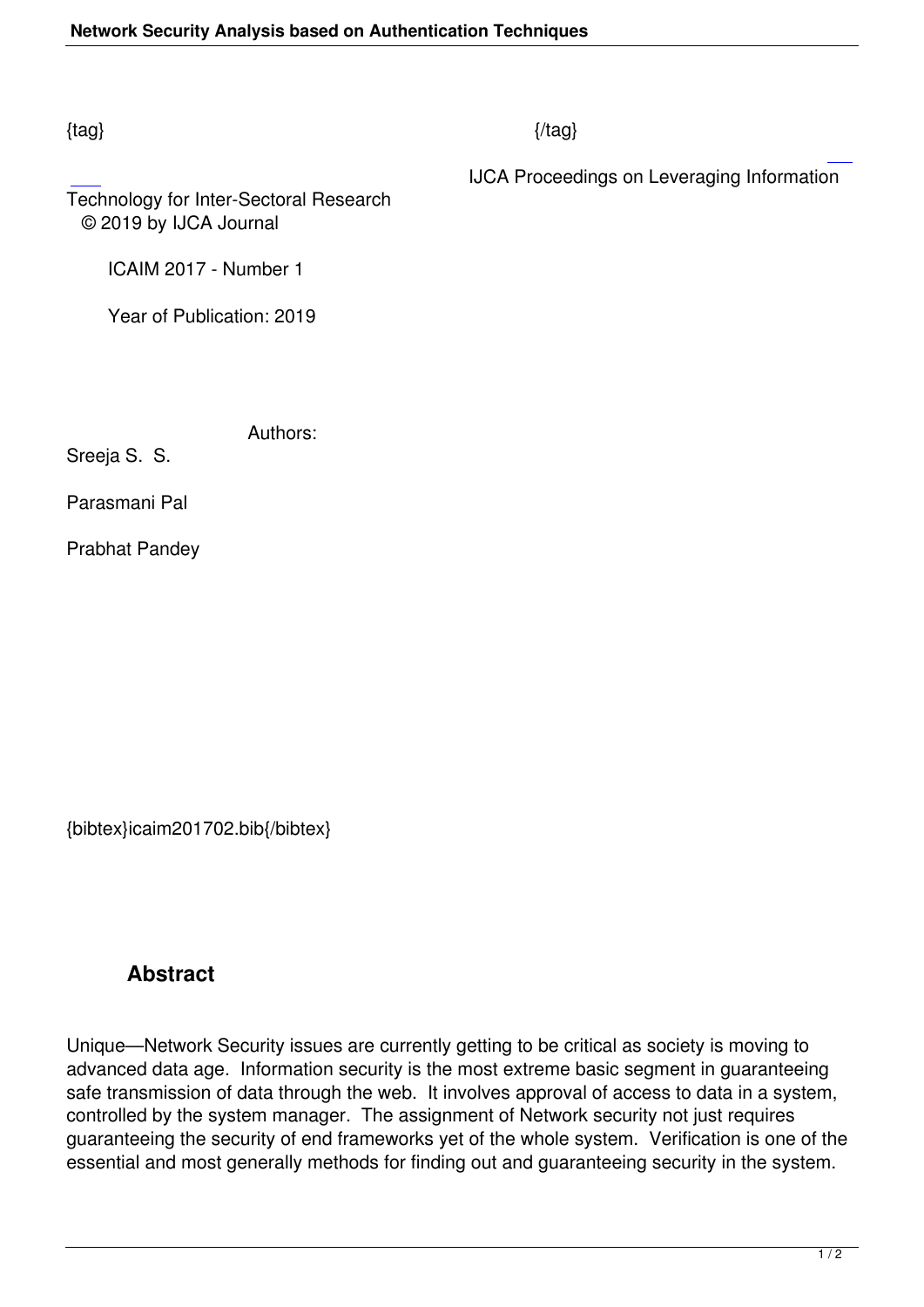{tag} {/tag}

IJCA Proceedings on Leveraging Information Technology for Inter-Sectoral Research
© 2019 by IJCA Journal

ICAIM 2017 - Number 1

Year of Publication: 2019

Authors:

Sreeja S. S.

Parasmani Pal

Prabhat Pandey

{bibtex}icaim201702.bib{/bibtex}

## Abstract

Unique—Network Security issues are currently getting to be critical as society is moving to advanced data age. Information security is the most extreme basic segment in guaranteeing safe transmission of data through the web. It involves approval of access to data in a system, controlled by the system manager. The assignment of Network security not just requires guaranteeing the security of end frameworks yet of the whole system. Verification is one of the essential and most generally methods for finding out and guaranteeing security in the system.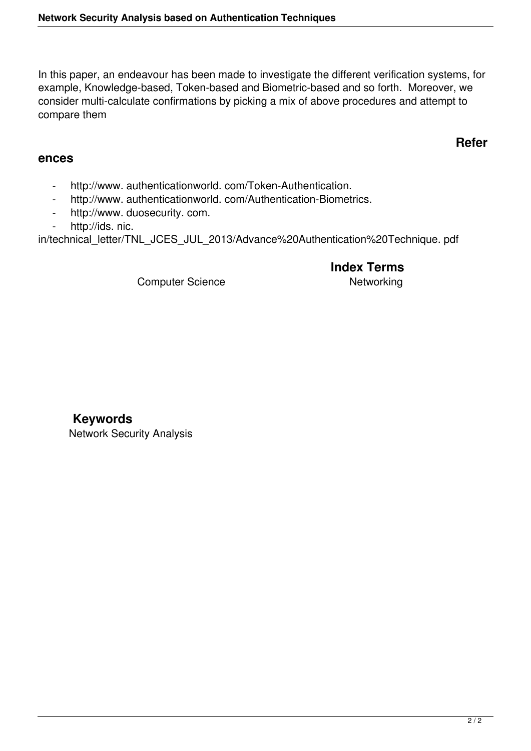In this paper, an endeavour has been made to investigate the different verification systems, for example, Knowledge-based, Token-based and Biometric-based and so forth. Moreover, we consider multi-calculate confirmations by picking a mix of above procedures and attempt to compare them

## References

- http://www. authenticationworld. com/Token-Authentication.
- http://www. authenticationworld. com/Authentication-Biometrics.
- http://www. duosecurity. com.
- http://ids. nic. in/technical_letter/TNL_JCES_JUL_2013/Advance%20Authentication%20Technique. pdf

## Index Terms

Computer Science

Networking

## Keywords

Network Security Analysis